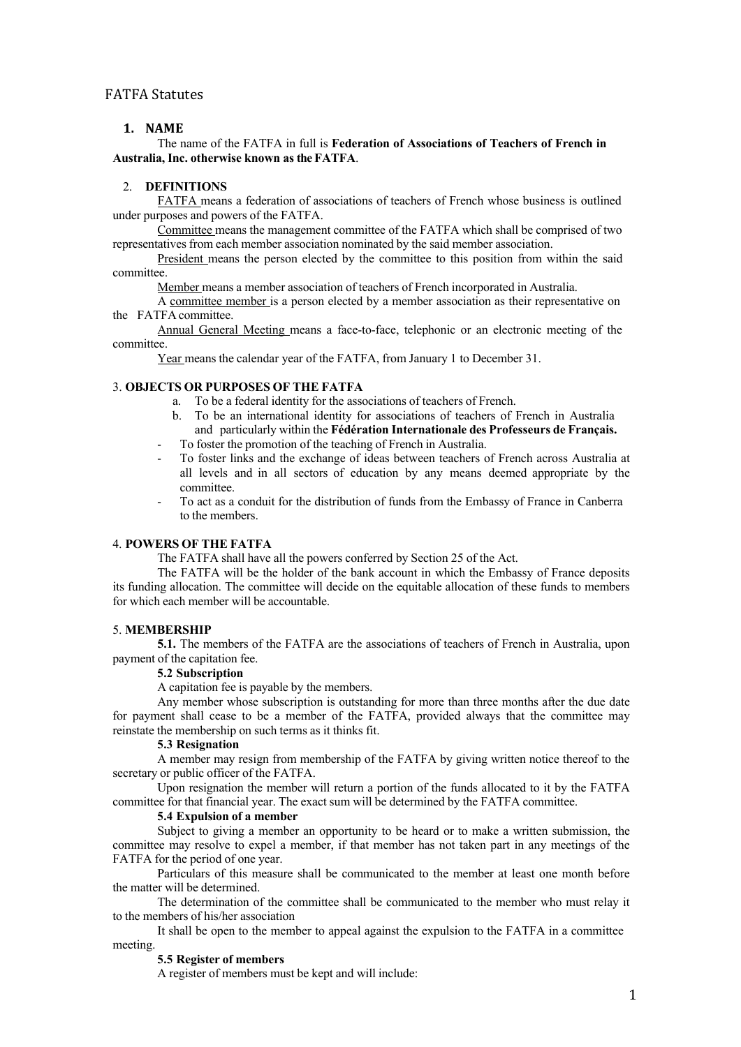# FATFA Statutes

## 1. NAME

The name of the FATFA in full is **Federation of Associations of Teachers of French in Australia, Inc. otherwise known as the FATFA**.

## 2. DEFINITIONS

FATFA means a federation of associations of teachers of French whose business is outlined under purposes and powers of the FATFA.

Committee means the management committee of the FATFA which shall be comprised of two representatives from each member association nominated by the said member association.

President means the person elected by the committee to this position from within the said committee.

Member means a member association of teachers of French incorporated in Australia.

A committee member is a person elected by a member association as their representative on the FATFA committee.

Annual General Meeting means a face-to-face, telephonic or an electronic meeting of the committee.

Year means the calendar year of the FATFA, from January 1 to December 31.

## 3. OBJECTS OR PURPOSES OF THE FATFA

a. To be a federal identity for the associations of teachers of French.
b. To be an international identity for associations of teachers of French in Australia and particularly within the **Fédération Internationale des Professeurs de Français.**

- To foster the promotion of the teaching of French in Australia.
- To foster links and the exchange of ideas between teachers of French across Australia at all levels and in all sectors of education by any means deemed appropriate by the committee.
- To act as a conduit for the distribution of funds from the Embassy of France in Canberra to the members.

## 4. POWERS OF THE FATFA

The FATFA shall have all the powers conferred by Section 25 of the Act.

The FATFA will be the holder of the bank account in which the Embassy of France deposits its funding allocation. The committee will decide on the equitable allocation of these funds to members for which each member will be accountable.

## 5. MEMBERSHIP

**5.1.** The members of the FATFA are the associations of teachers of French in Australia, upon payment of the capitation fee.

### 5.2 Subscription

A capitation fee is payable by the members.

Any member whose subscription is outstanding for more than three months after the due date for payment shall cease to be a member of the FATFA, provided always that the committee may reinstate the membership on such terms as it thinks fit.

### 5.3 Resignation

A member may resign from membership of the FATFA by giving written notice thereof to the secretary or public officer of the FATFA.

Upon resignation the member will return a portion of the funds allocated to it by the FATFA committee for that financial year. The exact sum will be determined by the FATFA committee.

### 5.4 Expulsion of a member

Subject to giving a member an opportunity to be heard or to make a written submission, the committee may resolve to expel a member, if that member has not taken part in any meetings of the FATFA for the period of one year.

Particulars of this measure shall be communicated to the member at least one month before the matter will be determined.

The determination of the committee shall be communicated to the member who must relay it to the members of his/her association

It shall be open to the member to appeal against the expulsion to the FATFA in a committee meeting.

### 5.5 Register of members

A register of members must be kept and will include: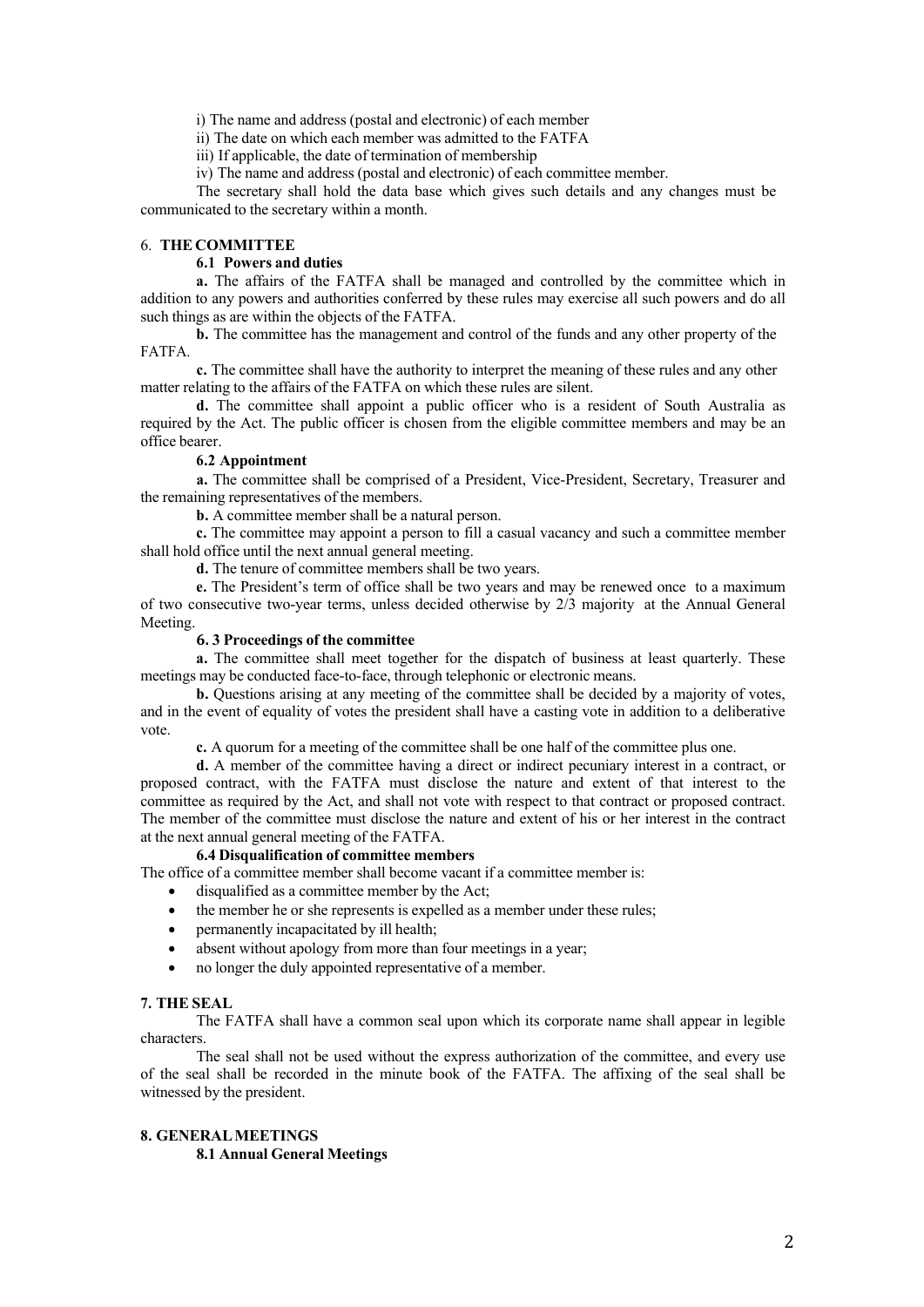i) The name and address (postal and electronic) of each member

ii) The date on which each member was admitted to the FATFA

iii) If applicable, the date of termination of membership

iv) The name and address (postal and electronic) of each committee member.

The secretary shall hold the data base which gives such details and any changes must be communicated to the secretary within a month.

## 6. THE COMMITTEE

### 6.1 Powers and duties

**a.** The affairs of the FATFA shall be managed and controlled by the committee which in addition to any powers and authorities conferred by these rules may exercise all such powers and do all such things as are within the objects of the FATFA.

**b.** The committee has the management and control of the funds and any other property of the FATFA.

**c.** The committee shall have the authority to interpret the meaning of these rules and any other matter relating to the affairs of the FATFA on which these rules are silent.

**d.** The committee shall appoint a public officer who is a resident of South Australia as required by the Act. The public officer is chosen from the eligible committee members and may be an office bearer.

### 6.2 Appointment

**a.** The committee shall be comprised of a President, Vice-President, Secretary, Treasurer and the remaining representatives of the members.

**b.** A committee member shall be a natural person.

**c.** The committee may appoint a person to fill a casual vacancy and such a committee member shall hold office until the next annual general meeting.

**d.** The tenure of committee members shall be two years.

**e.** The President's term of office shall be two years and may be renewed once to a maximum of two consecutive two-year terms, unless decided otherwise by 2/3 majority at the Annual General Meeting.

### 6. 3 Proceedings of the committee

**a.** The committee shall meet together for the dispatch of business at least quarterly. These meetings may be conducted face-to-face, through telephonic or electronic means.

**b.** Questions arising at any meeting of the committee shall be decided by a majority of votes, and in the event of equality of votes the president shall have a casting vote in addition to a deliberative vote.

**c.** A quorum for a meeting of the committee shall be one half of the committee plus one.

**d.** A member of the committee having a direct or indirect pecuniary interest in a contract, or proposed contract, with the FATFA must disclose the nature and extent of that interest to the committee as required by the Act, and shall not vote with respect to that contract or proposed contract. The member of the committee must disclose the nature and extent of his or her interest in the contract at the next annual general meeting of the FATFA.

### 6.4 Disqualification of committee members

The office of a committee member shall become vacant if a committee member is:

- disqualified as a committee member by the Act;
- the member he or she represents is expelled as a member under these rules;
- permanently incapacitated by ill health;
- absent without apology from more than four meetings in a year;
- no longer the duly appointed representative of a member.

## 7. THE SEAL

The FATFA shall have a common seal upon which its corporate name shall appear in legible characters.

The seal shall not be used without the express authorization of the committee, and every use of the seal shall be recorded in the minute book of the FATFA. The affixing of the seal shall be witnessed by the president.

## 8. GENERAL MEETINGS

### 8.1 Annual General Meetings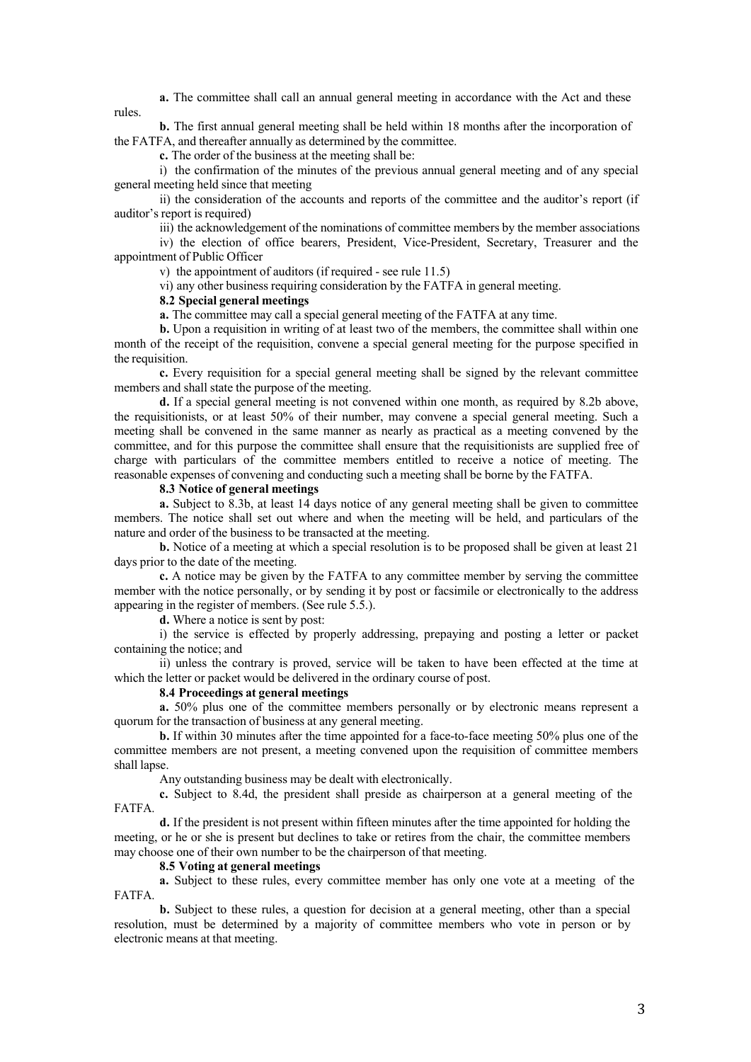**a.** The committee shall call an annual general meeting in accordance with the Act and these rules.

**b.** The first annual general meeting shall be held within 18 months after the incorporation of the FATFA, and thereafter annually as determined by the committee.

**c.** The order of the business at the meeting shall be:

i) the confirmation of the minutes of the previous annual general meeting and of any special general meeting held since that meeting

ii) the consideration of the accounts and reports of the committee and the auditor's report (if auditor's report is required)

iii) the acknowledgement of the nominations of committee members by the member associations

iv) the election of office bearers, President, Vice-President, Secretary, Treasurer and the appointment of Public Officer

v) the appointment of auditors (if required - see rule 11.5)

vi) any other business requiring consideration by the FATFA in general meeting.

**8.2 Special general meetings**

**a.** The committee may call a special general meeting of the FATFA at any time.

**b.** Upon a requisition in writing of at least two of the members, the committee shall within one month of the receipt of the requisition, convene a special general meeting for the purpose specified in the requisition.

**c.** Every requisition for a special general meeting shall be signed by the relevant committee members and shall state the purpose of the meeting.

**d.** If a special general meeting is not convened within one month, as required by 8.2b above, the requisitionists, or at least 50% of their number, may convene a special general meeting. Such a meeting shall be convened in the same manner as nearly as practical as a meeting convened by the committee, and for this purpose the committee shall ensure that the requisitionists are supplied free of charge with particulars of the committee members entitled to receive a notice of meeting. The reasonable expenses of convening and conducting such a meeting shall be borne by the FATFA.

**8.3 Notice of general meetings**

**a.** Subject to 8.3b, at least 14 days notice of any general meeting shall be given to committee members. The notice shall set out where and when the meeting will be held, and particulars of the nature and order of the business to be transacted at the meeting.

**b.** Notice of a meeting at which a special resolution is to be proposed shall be given at least 21 days prior to the date of the meeting.

**c.** A notice may be given by the FATFA to any committee member by serving the committee member with the notice personally, or by sending it by post or facsimile or electronically to the address appearing in the register of members. (See rule 5.5.).

**d.** Where a notice is sent by post:

i) the service is effected by properly addressing, prepaying and posting a letter or packet containing the notice; and

ii) unless the contrary is proved, service will be taken to have been effected at the time at which the letter or packet would be delivered in the ordinary course of post.

**8.4 Proceedings at general meetings**

**a.** 50% plus one of the committee members personally or by electronic means represent a quorum for the transaction of business at any general meeting.

**b.** If within 30 minutes after the time appointed for a face-to-face meeting 50% plus one of the committee members are not present, a meeting convened upon the requisition of committee members shall lapse.

Any outstanding business may be dealt with electronically.

**c.** Subject to 8.4d, the president shall preside as chairperson at a general meeting of the FATFA.

**d.** If the president is not present within fifteen minutes after the time appointed for holding the meeting, or he or she is present but declines to take or retires from the chair, the committee members may choose one of their own number to be the chairperson of that meeting.

**8.5 Voting at general meetings**

**a.** Subject to these rules, every committee member has only one vote at a meeting of the FATFA.

**b.** Subject to these rules, a question for decision at a general meeting, other than a special resolution, must be determined by a majority of committee members who vote in person or by electronic means at that meeting.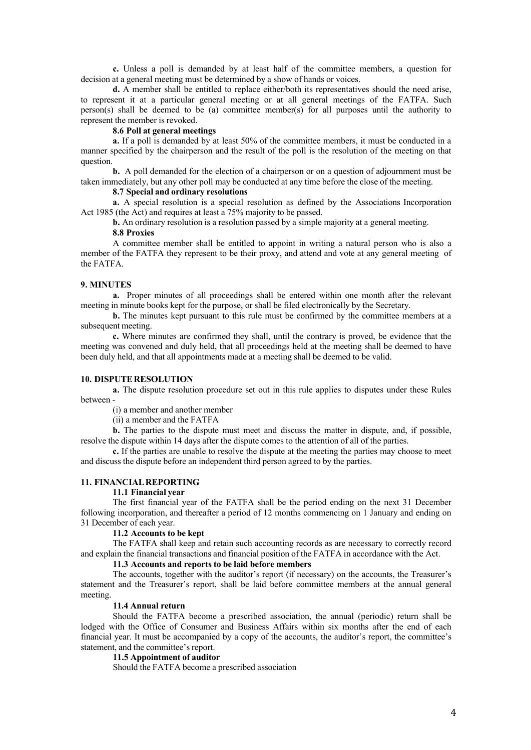**c.** Unless a poll is demanded by at least half of the committee members, a question for decision at a general meeting must be determined by a show of hands or voices.

**d.** A member shall be entitled to replace either/both its representatives should the need arise, to represent it at a particular general meeting or at all general meetings of the FATFA. Such person(s) shall be deemed to be (a) committee member(s) for all purposes until the authority to represent the member is revoked.

**8.6 Poll at general meetings**

**a.** If a poll is demanded by at least 50% of the committee members, it must be conducted in a manner specified by the chairperson and the result of the poll is the resolution of the meeting on that question.

**b.** A poll demanded for the election of a chairperson or on a question of adjournment must be taken immediately, but any other poll may be conducted at any time before the close of the meeting.

**8.7 Special and ordinary resolutions**

**a.** A special resolution is a special resolution as defined by the Associations Incorporation Act 1985 (the Act) and requires at least a 75% majority to be passed.

**b.** An ordinary resolution is a resolution passed by a simple majority at a general meeting.

**8.8 Proxies**

A committee member shall be entitled to appoint in writing a natural person who is also a member of the FATFA they represent to be their proxy, and attend and vote at any general meeting of the FATFA.

### 9. MINUTES

**a.** Proper minutes of all proceedings shall be entered within one month after the relevant meeting in minute books kept for the purpose, or shall be filed electronically by the Secretary.

**b.** The minutes kept pursuant to this rule must be confirmed by the committee members at a subsequent meeting.

**c.** Where minutes are confirmed they shall, until the contrary is proved, be evidence that the meeting was convened and duly held, that all proceedings held at the meeting shall be deemed to have been duly held, and that all appointments made at a meeting shall be deemed to be valid.

### 10. DISPUTE RESOLUTION

**a.** The dispute resolution procedure set out in this rule applies to disputes under these Rules between -

(i) a member and another member

(ii) a member and the FATFA

**b.** The parties to the dispute must meet and discuss the matter in dispute, and, if possible, resolve the dispute within 14 days after the dispute comes to the attention of all of the parties.

**c.** If the parties are unable to resolve the dispute at the meeting the parties may choose to meet and discuss the dispute before an independent third person agreed to by the parties.

### 11. FINANCIAL REPORTING

**11.1 Financial year**

The first financial year of the FATFA shall be the period ending on the next 31 December following incorporation, and thereafter a period of 12 months commencing on 1 January and ending on 31 December of each year.

**11.2 Accounts to be kept**

The FATFA shall keep and retain such accounting records as are necessary to correctly record and explain the financial transactions and financial position of the FATFA in accordance with the Act.

**11.3 Accounts and reports to be laid before members**

The accounts, together with the auditor's report (if necessary) on the accounts, the Treasurer's statement and the Treasurer's report, shall be laid before committee members at the annual general meeting.

**11.4 Annual return**

Should the FATFA become a prescribed association, the annual (periodic) return shall be lodged with the Office of Consumer and Business Affairs within six months after the end of each financial year. It must be accompanied by a copy of the accounts, the auditor's report, the committee's statement, and the committee's report.

**11.5 Appointment of auditor**

Should the FATFA become a prescribed association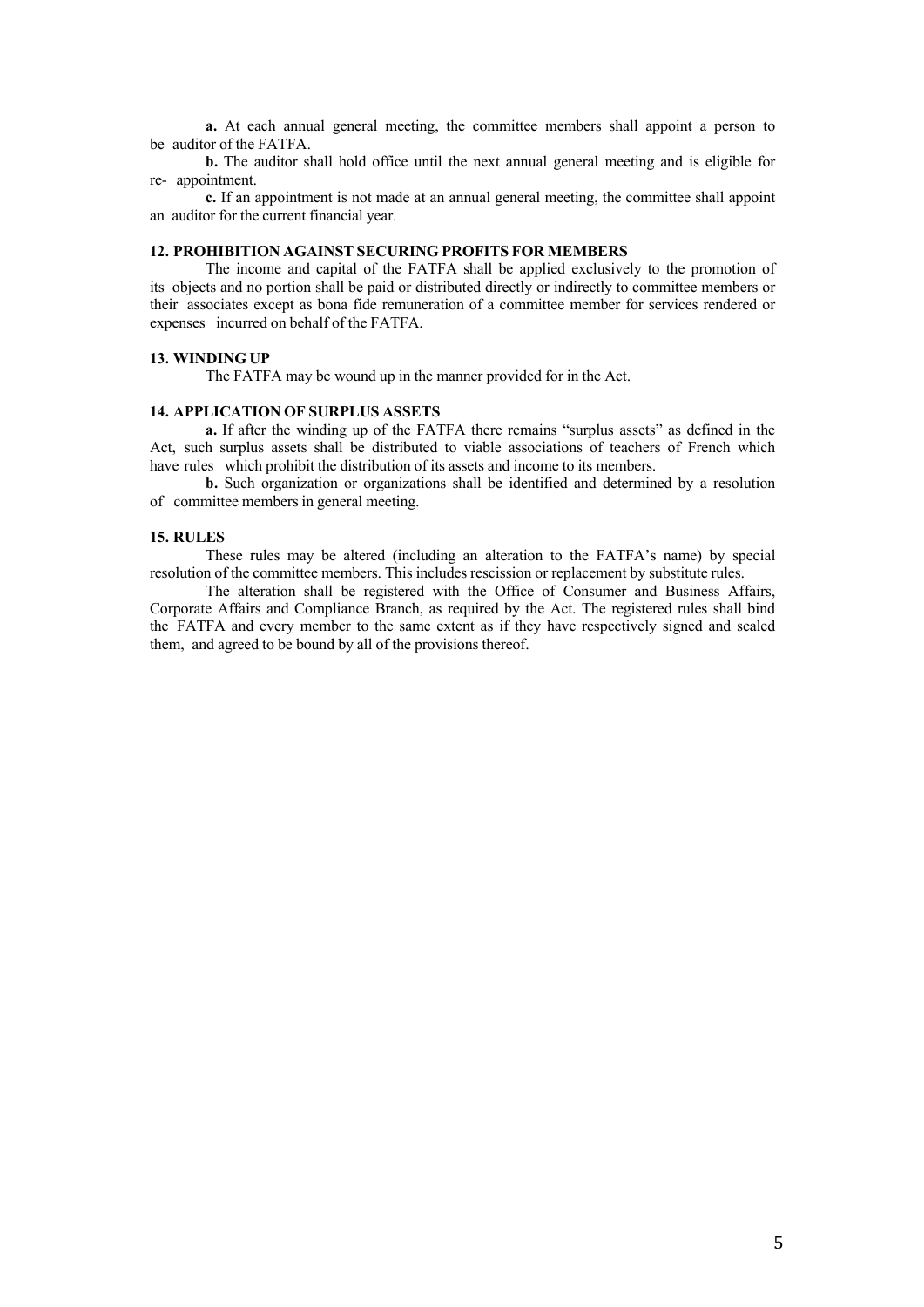**a.** At each annual general meeting, the committee members shall appoint a person to be auditor of the FATFA.

**b.** The auditor shall hold office until the next annual general meeting and is eligible for re- appointment.

**c.** If an appointment is not made at an annual general meeting, the committee shall appoint an auditor for the current financial year.

**12. PROHIBITION AGAINST SECURING PROFITS FOR MEMBERS**

The income and capital of the FATFA shall be applied exclusively to the promotion of its objects and no portion shall be paid or distributed directly or indirectly to committee members or their associates except as bona fide remuneration of a committee member for services rendered or expenses incurred on behalf of the FATFA.

**13. WINDING UP**

The FATFA may be wound up in the manner provided for in the Act.

**14. APPLICATION OF SURPLUS ASSETS**

**a.** If after the winding up of the FATFA there remains "surplus assets" as defined in the Act, such surplus assets shall be distributed to viable associations of teachers of French which have rules which prohibit the distribution of its assets and income to its members.

**b.** Such organization or organizations shall be identified and determined by a resolution of committee members in general meeting.

**15. RULES**

These rules may be altered (including an alteration to the FATFA's name) by special resolution of the committee members. This includes rescission or replacement by substitute rules.

The alteration shall be registered with the Office of Consumer and Business Affairs, Corporate Affairs and Compliance Branch, as required by the Act. The registered rules shall bind the FATFA and every member to the same extent as if they have respectively signed and sealed them, and agreed to be bound by all of the provisions thereof.